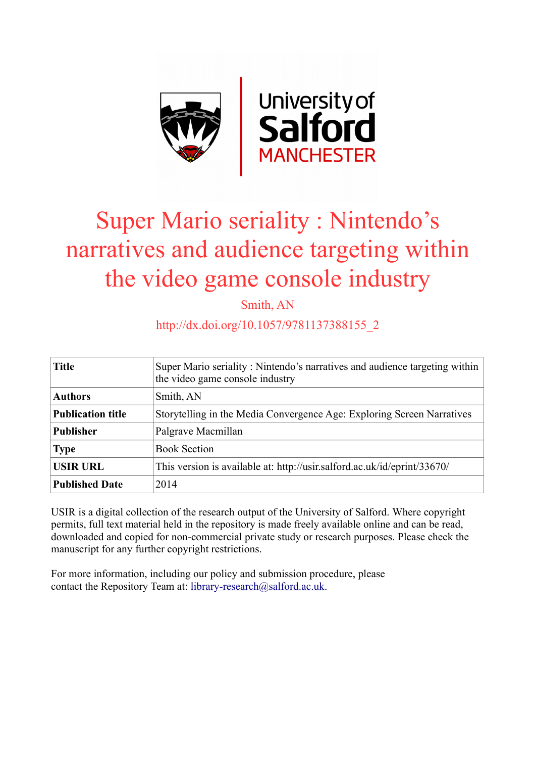# Super Mario seriality : Nintendo's narratives and audience targeting within the video game console industry

Smith, AN

http://dx.doi.org/10.1057/9781137388155_2

| Title | Super Mario seriality : Nintendo's narratives and audience targeting within the video game console industry |
| --- | --- |
| **Authors** | Smith, AN |
| **Publication title** | Storytelling in the Media Convergence Age: Exploring Screen Narratives |
| **Publisher** | Palgrave Macmillan |
| **Type** | Book Section |
| **USIR URL** | This version is available at: http://usir.salford.ac.uk/id/eprint/33670/ |
| **Published Date** | 2014 |

USIR is a digital collection of the research output of the University of Salford. Where copyright permits, full text material held in the repository is made freely available online and can be read, downloaded and copied for non-commercial private study or research purposes. Please check the manuscript for any further copyright restrictions.

For more information, including our policy and submission procedure, please contact the Repository Team at: library-research@salford.ac.uk.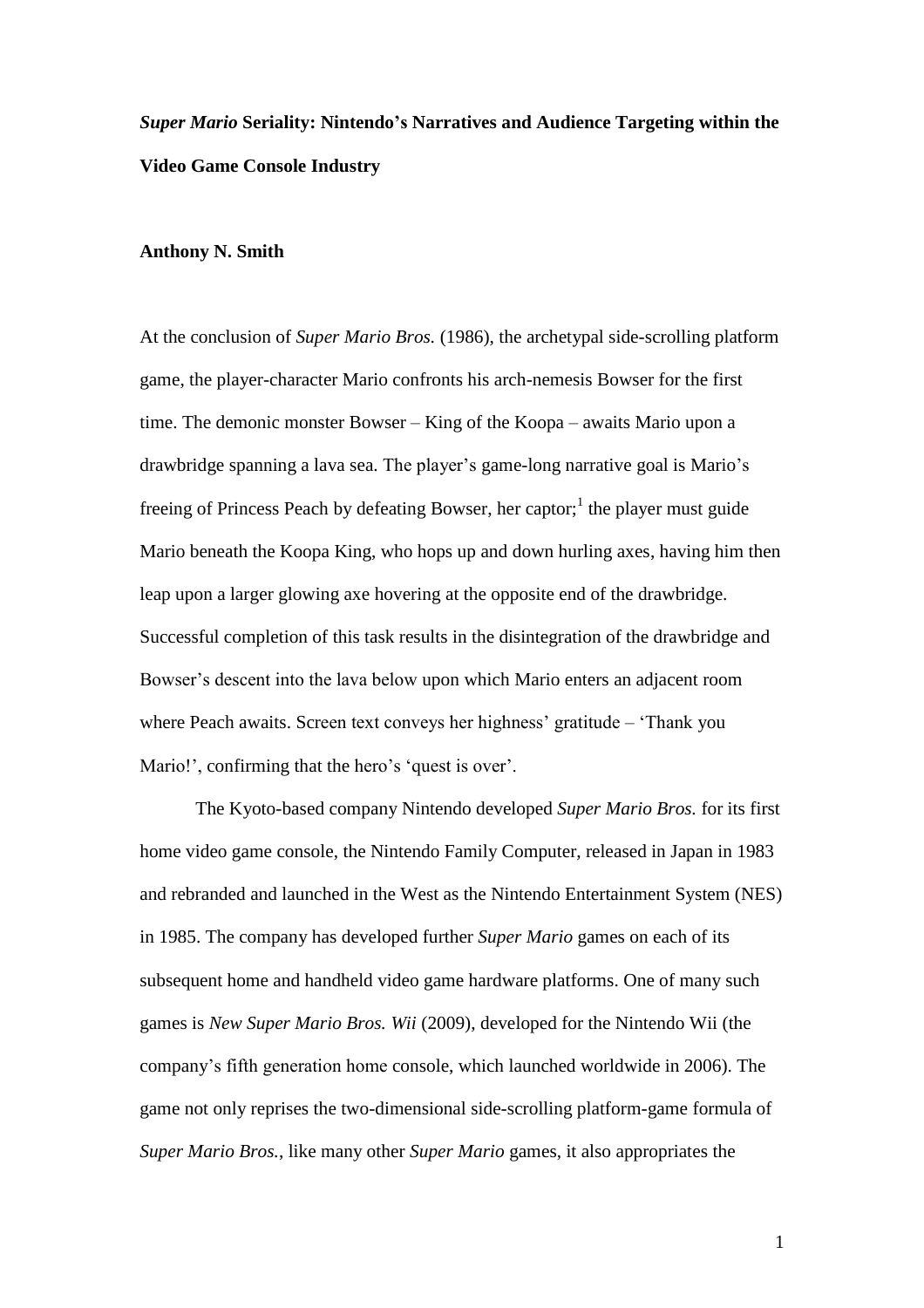*Super Mario* **Seriality: Nintendo's Narratives and Audience Targeting within the Video Game Console Industry**

**Anthony N. Smith**

At the conclusion of *Super Mario Bros.* (1986), the archetypal side-scrolling platform game, the player-character Mario confronts his arch-nemesis Bowser for the first time. The demonic monster Bowser – King of the Koopa – awaits Mario upon a drawbridge spanning a lava sea. The player's game-long narrative goal is Mario's freeing of Princess Peach by defeating Bowser, her captor;[1] the player must guide Mario beneath the Koopa King, who hops up and down hurling axes, having him then leap upon a larger glowing axe hovering at the opposite end of the drawbridge. Successful completion of this task results in the disintegration of the drawbridge and Bowser's descent into the lava below upon which Mario enters an adjacent room where Peach awaits. Screen text conveys her highness' gratitude – 'Thank you Mario!', confirming that the hero's 'quest is over'.

The Kyoto-based company Nintendo developed *Super Mario Bros.* for its first home video game console, the Nintendo Family Computer, released in Japan in 1983 and rebranded and launched in the West as the Nintendo Entertainment System (NES) in 1985. The company has developed further *Super Mario* games on each of its subsequent home and handheld video game hardware platforms. One of many such games is *New Super Mario Bros. Wii* (2009), developed for the Nintendo Wii (the company's fifth generation home console, which launched worldwide in 2006). The game not only reprises the two-dimensional side-scrolling platform-game formula of *Super Mario Bros.*, like many other *Super Mario* games, it also appropriates the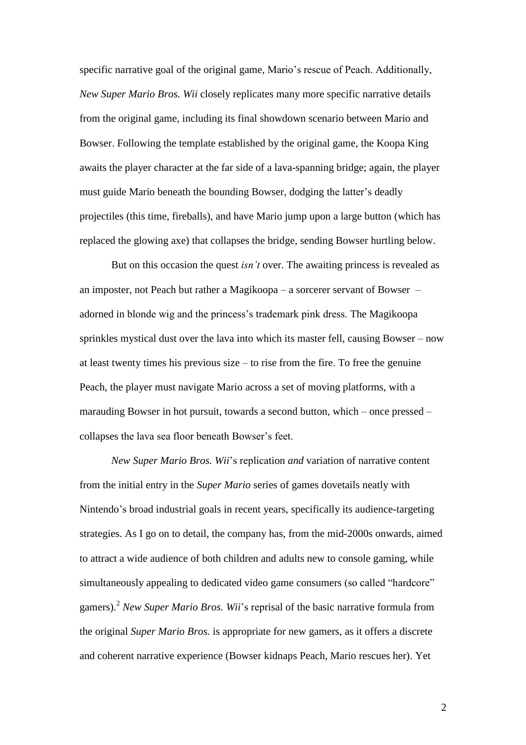specific narrative goal of the original game, Mario's rescue of Peach. Additionally, *New Super Mario Bros. Wii* closely replicates many more specific narrative details from the original game, including its final showdown scenario between Mario and Bowser. Following the template established by the original game, the Koopa King awaits the player character at the far side of a lava-spanning bridge; again, the player must guide Mario beneath the bounding Bowser, dodging the latter's deadly projectiles (this time, fireballs), and have Mario jump upon a large button (which has replaced the glowing axe) that collapses the bridge, sending Bowser hurtling below.

But on this occasion the quest *isn't* over. The awaiting princess is revealed as an imposter, not Peach but rather a Magikoopa – a sorcerer servant of Bowser – adorned in blonde wig and the princess's trademark pink dress. The Magikoopa sprinkles mystical dust over the lava into which its master fell, causing Bowser – now at least twenty times his previous size – to rise from the fire. To free the genuine Peach, the player must navigate Mario across a set of moving platforms, with a marauding Bowser in hot pursuit, towards a second button, which – once pressed – collapses the lava sea floor beneath Bowser's feet.

*New Super Mario Bros. Wii*'s replication *and* variation of narrative content from the initial entry in the *Super Mario* series of games dovetails neatly with Nintendo's broad industrial goals in recent years, specifically its audience-targeting strategies. As I go on to detail, the company has, from the mid-2000s onwards, aimed to attract a wide audience of both children and adults new to console gaming, while simultaneously appealing to dedicated video game consumers (so called "hardcore" gamers).[2] *New Super Mario Bros. Wii*'s reprisal of the basic narrative formula from the original *Super Mario Bros.* is appropriate for new gamers, as it offers a discrete and coherent narrative experience (Bowser kidnaps Peach, Mario rescues her). Yet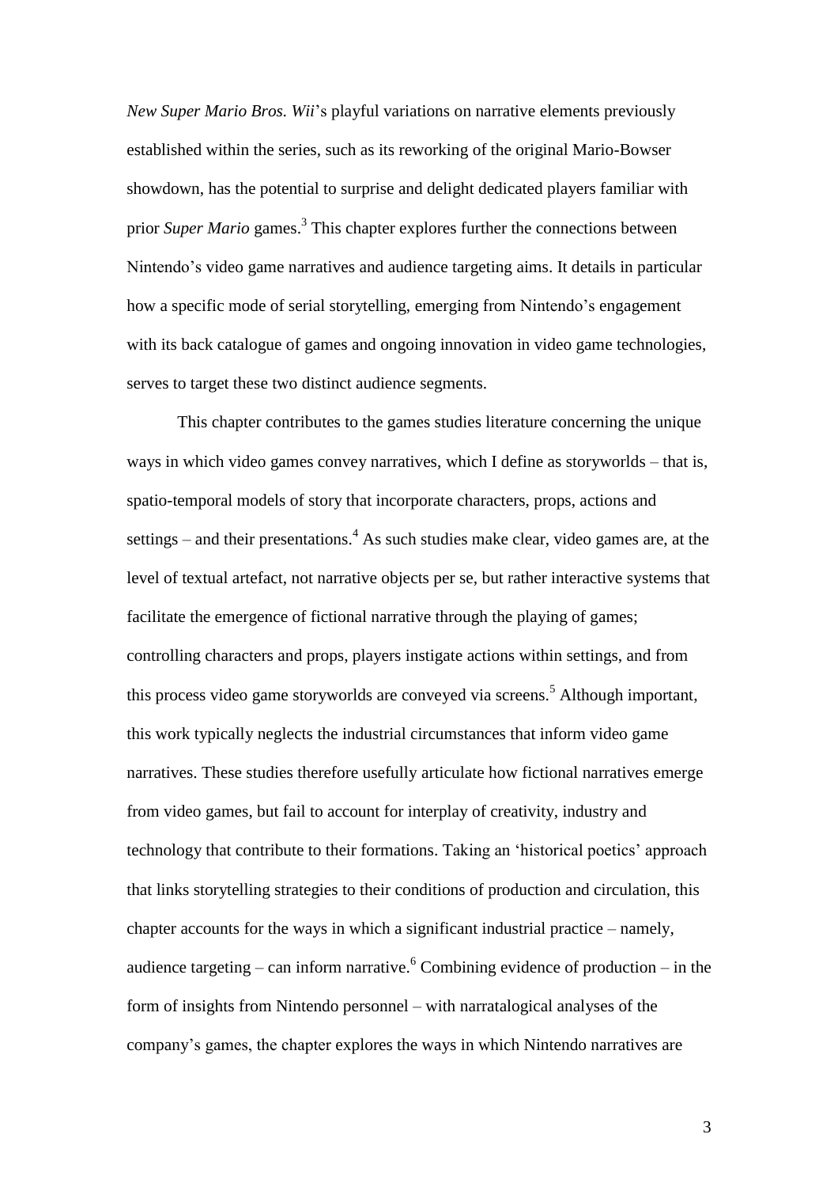*New Super Mario Bros. Wii*'s playful variations on narrative elements previously established within the series, such as its reworking of the original Mario-Bowser showdown, has the potential to surprise and delight dedicated players familiar with prior *Super Mario* games.[3] This chapter explores further the connections between Nintendo's video game narratives and audience targeting aims. It details in particular how a specific mode of serial storytelling, emerging from Nintendo's engagement with its back catalogue of games and ongoing innovation in video game technologies, serves to target these two distinct audience segments.

This chapter contributes to the games studies literature concerning the unique ways in which video games convey narratives, which I define as storyworlds – that is, spatio-temporal models of story that incorporate characters, props, actions and settings – and their presentations.[4] As such studies make clear, video games are, at the level of textual artefact, not narrative objects per se, but rather interactive systems that facilitate the emergence of fictional narrative through the playing of games; controlling characters and props, players instigate actions within settings, and from this process video game storyworlds are conveyed via screens.[5] Although important, this work typically neglects the industrial circumstances that inform video game narratives. These studies therefore usefully articulate how fictional narratives emerge from video games, but fail to account for interplay of creativity, industry and technology that contribute to their formations. Taking an 'historical poetics' approach that links storytelling strategies to their conditions of production and circulation, this chapter accounts for the ways in which a significant industrial practice – namely, audience targeting – can inform narrative.[6] Combining evidence of production – in the form of insights from Nintendo personnel – with narratalogical analyses of the company's games, the chapter explores the ways in which Nintendo narratives are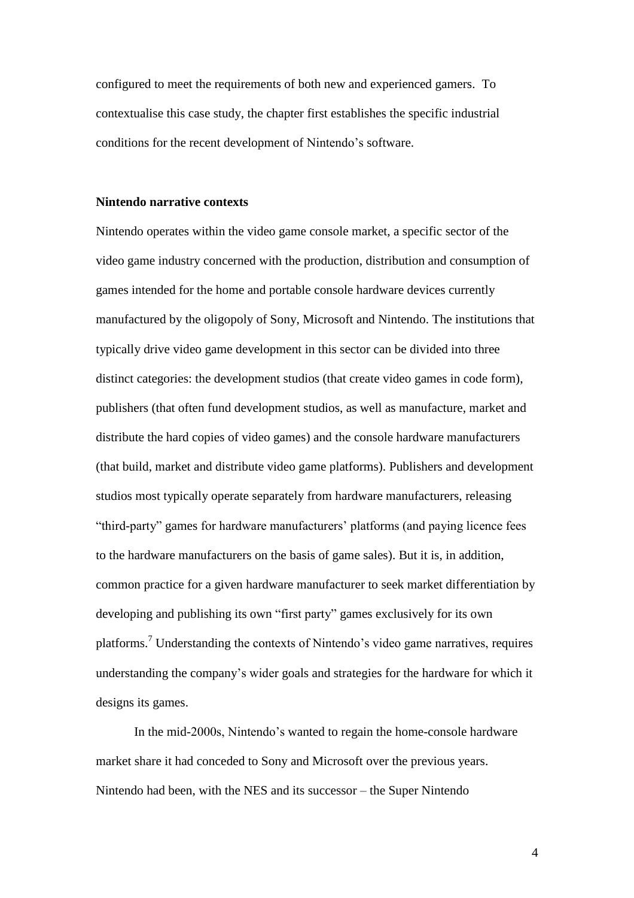configured to meet the requirements of both new and experienced gamers.  To contextualise this case study, the chapter first establishes the specific industrial conditions for the recent development of Nintendo's software.

**Nintendo narrative contexts**

Nintendo operates within the video game console market, a specific sector of the video game industry concerned with the production, distribution and consumption of games intended for the home and portable console hardware devices currently manufactured by the oligopoly of Sony, Microsoft and Nintendo. The institutions that typically drive video game development in this sector can be divided into three distinct categories: the development studios (that create video games in code form), publishers (that often fund development studios, as well as manufacture, market and distribute the hard copies of video games) and the console hardware manufacturers (that build, market and distribute video game platforms). Publishers and development studios most typically operate separately from hardware manufacturers, releasing "third-party" games for hardware manufacturers' platforms (and paying licence fees to the hardware manufacturers on the basis of game sales). But it is, in addition, common practice for a given hardware manufacturer to seek market differentiation by developing and publishing its own "first party" games exclusively for its own platforms.[7] Understanding the contexts of Nintendo's video game narratives, requires understanding the company's wider goals and strategies for the hardware for which it designs its games.

In the mid-2000s, Nintendo's wanted to regain the home-console hardware market share it had conceded to Sony and Microsoft over the previous years. Nintendo had been, with the NES and its successor – the Super Nintendo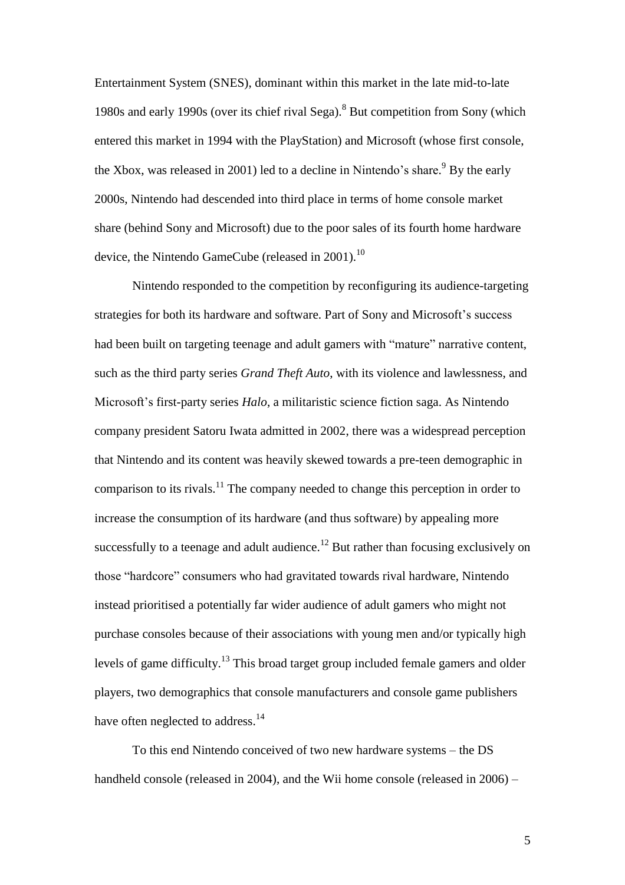Entertainment System (SNES), dominant within this market in the late mid-to-late 1980s and early 1990s (over its chief rival Sega).[8] But competition from Sony (which entered this market in 1994 with the PlayStation) and Microsoft (whose first console, the Xbox, was released in 2001) led to a decline in Nintendo's share.[9] By the early 2000s, Nintendo had descended into third place in terms of home console market share (behind Sony and Microsoft) due to the poor sales of its fourth home hardware device, the Nintendo GameCube (released in 2001).[10]

Nintendo responded to the competition by reconfiguring its audience-targeting strategies for both its hardware and software. Part of Sony and Microsoft's success had been built on targeting teenage and adult gamers with "mature" narrative content, such as the third party series *Grand Theft Auto*, with its violence and lawlessness, and Microsoft's first-party series *Halo*, a militaristic science fiction saga. As Nintendo company president Satoru Iwata admitted in 2002, there was a widespread perception that Nintendo and its content was heavily skewed towards a pre-teen demographic in comparison to its rivals.[11] The company needed to change this perception in order to increase the consumption of its hardware (and thus software) by appealing more successfully to a teenage and adult audience.[12] But rather than focusing exclusively on those "hardcore" consumers who had gravitated towards rival hardware, Nintendo instead prioritised a potentially far wider audience of adult gamers who might not purchase consoles because of their associations with young men and/or typically high levels of game difficulty.[13] This broad target group included female gamers and older players, two demographics that console manufacturers and console game publishers have often neglected to address.[14]

To this end Nintendo conceived of two new hardware systems – the DS handheld console (released in 2004), and the Wii home console (released in 2006) –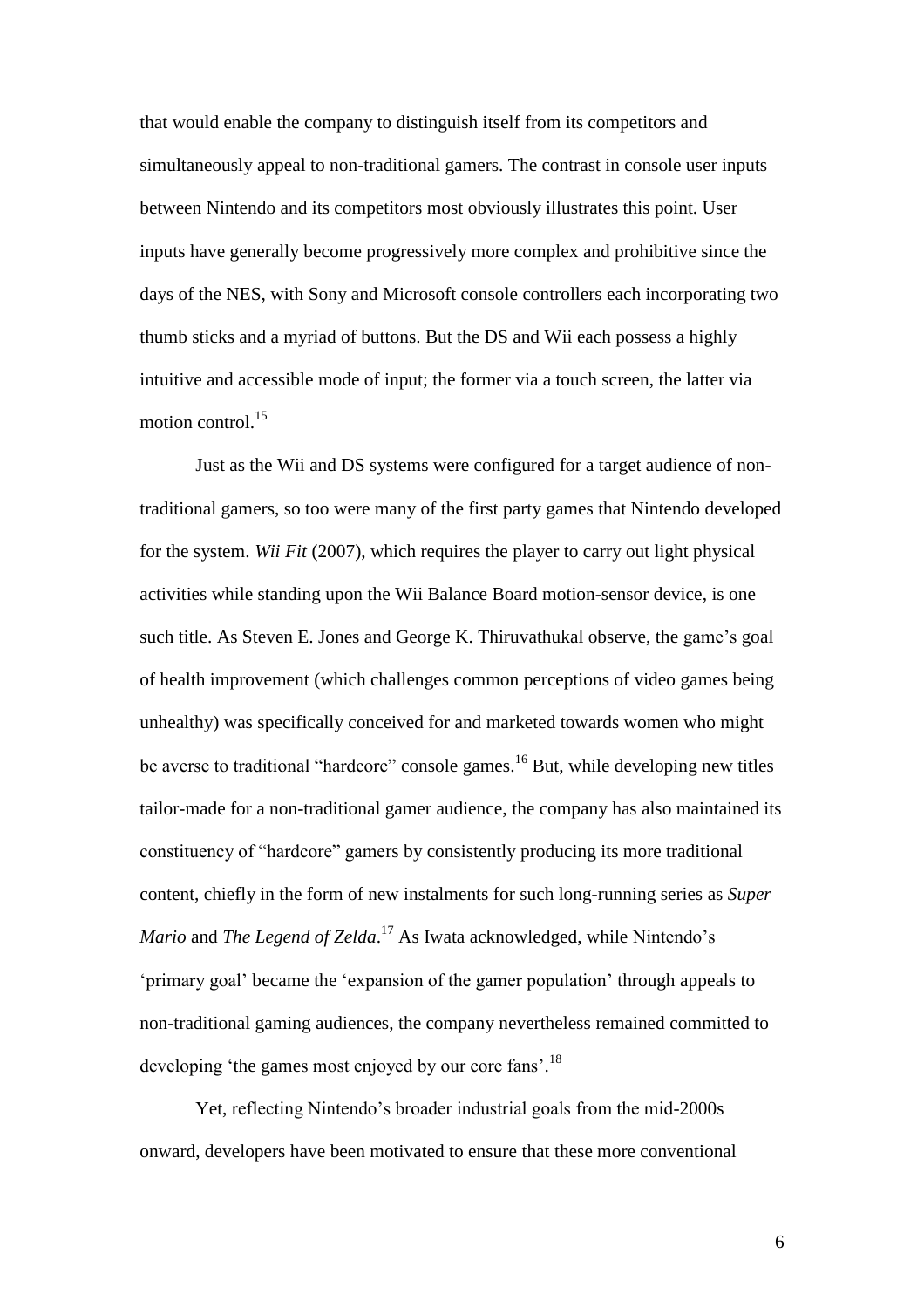that would enable the company to distinguish itself from its competitors and simultaneously appeal to non-traditional gamers. The contrast in console user inputs between Nintendo and its competitors most obviously illustrates this point. User inputs have generally become progressively more complex and prohibitive since the days of the NES, with Sony and Microsoft console controllers each incorporating two thumb sticks and a myriad of buttons. But the DS and Wii each possess a highly intuitive and accessible mode of input; the former via a touch screen, the latter via motion control.[15]

Just as the Wii and DS systems were configured for a target audience of non-traditional gamers, so too were many of the first party games that Nintendo developed for the system. *Wii Fit* (2007), which requires the player to carry out light physical activities while standing upon the Wii Balance Board motion-sensor device, is one such title. As Steven E. Jones and George K. Thiruvathukal observe, the game's goal of health improvement (which challenges common perceptions of video games being unhealthy) was specifically conceived for and marketed towards women who might be averse to traditional "hardcore" console games.[16] But, while developing new titles tailor-made for a non-traditional gamer audience, the company has also maintained its constituency of "hardcore" gamers by consistently producing its more traditional content, chiefly in the form of new instalments for such long-running series as *Super Mario* and *The Legend of Zelda*.[17] As Iwata acknowledged, while Nintendo's 'primary goal' became the 'expansion of the gamer population' through appeals to non-traditional gaming audiences, the company nevertheless remained committed to developing 'the games most enjoyed by our core fans'.[18]

Yet, reflecting Nintendo's broader industrial goals from the mid-2000s onward, developers have been motivated to ensure that these more conventional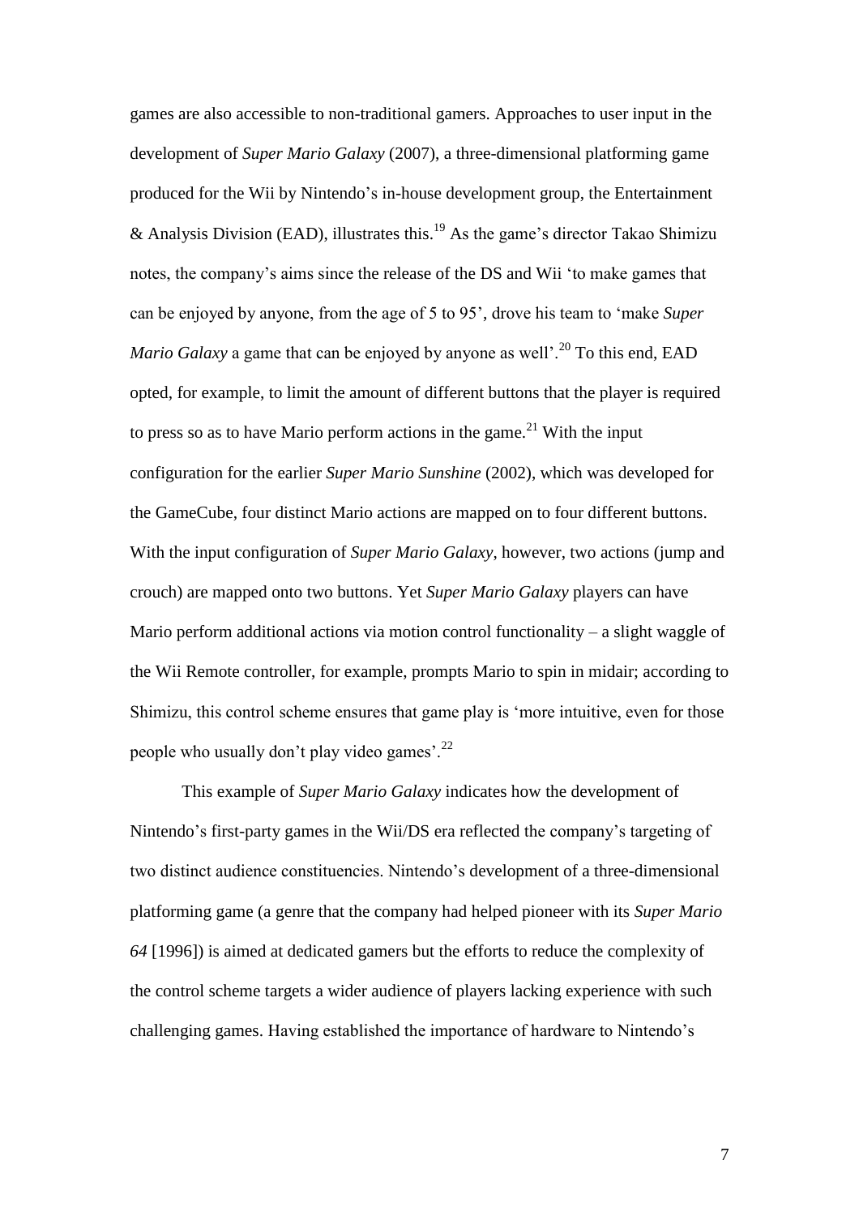games are also accessible to non-traditional gamers. Approaches to user input in the development of *Super Mario Galaxy* (2007), a three-dimensional platforming game produced for the Wii by Nintendo's in-house development group, the Entertainment & Analysis Division (EAD), illustrates this.[19] As the game's director Takao Shimizu notes, the company's aims since the release of the DS and Wii 'to make games that can be enjoyed by anyone, from the age of 5 to 95', drove his team to 'make *Super Mario Galaxy* a game that can be enjoyed by anyone as well'.[20] To this end, EAD opted, for example, to limit the amount of different buttons that the player is required to press so as to have Mario perform actions in the game.[21] With the input configuration for the earlier *Super Mario Sunshine* (2002), which was developed for the GameCube, four distinct Mario actions are mapped on to four different buttons. With the input configuration of *Super Mario Galaxy*, however, two actions (jump and crouch) are mapped onto two buttons. Yet *Super Mario Galaxy* players can have Mario perform additional actions via motion control functionality – a slight waggle of the Wii Remote controller, for example, prompts Mario to spin in midair; according to Shimizu, this control scheme ensures that game play is 'more intuitive, even for those people who usually don't play video games'.[22]

This example of *Super Mario Galaxy* indicates how the development of Nintendo's first-party games in the Wii/DS era reflected the company's targeting of two distinct audience constituencies. Nintendo's development of a three-dimensional platforming game (a genre that the company had helped pioneer with its *Super Mario 64* [1996]) is aimed at dedicated gamers but the efforts to reduce the complexity of the control scheme targets a wider audience of players lacking experience with such challenging games. Having established the importance of hardware to Nintendo's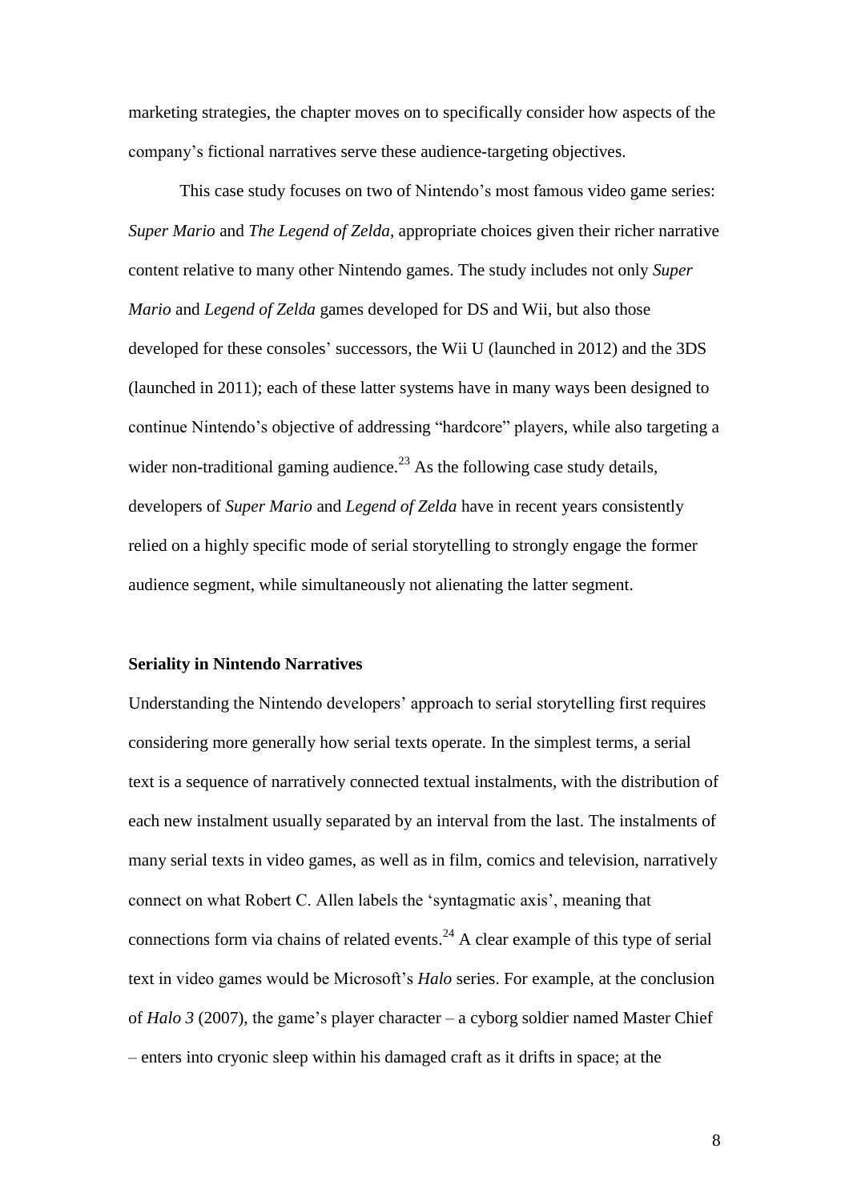marketing strategies, the chapter moves on to specifically consider how aspects of the company's fictional narratives serve these audience-targeting objectives.

This case study focuses on two of Nintendo's most famous video game series: *Super Mario* and *The Legend of Zelda*, appropriate choices given their richer narrative content relative to many other Nintendo games. The study includes not only *Super Mario* and *Legend of Zelda* games developed for DS and Wii, but also those developed for these consoles' successors, the Wii U (launched in 2012) and the 3DS (launched in 2011); each of these latter systems have in many ways been designed to continue Nintendo's objective of addressing "hardcore" players, while also targeting a wider non-traditional gaming audience.[23] As the following case study details, developers of *Super Mario* and *Legend of Zelda* have in recent years consistently relied on a highly specific mode of serial storytelling to strongly engage the former audience segment, while simultaneously not alienating the latter segment.

**Seriality in Nintendo Narratives**

Understanding the Nintendo developers' approach to serial storytelling first requires considering more generally how serial texts operate. In the simplest terms, a serial text is a sequence of narratively connected textual instalments, with the distribution of each new instalment usually separated by an interval from the last. The instalments of many serial texts in video games, as well as in film, comics and television, narratively connect on what Robert C. Allen labels the 'syntagmatic axis', meaning that connections form via chains of related events.[24] A clear example of this type of serial text in video games would be Microsoft's *Halo* series. For example, at the conclusion of *Halo 3* (2007), the game's player character – a cyborg soldier named Master Chief – enters into cryonic sleep within his damaged craft as it drifts in space; at the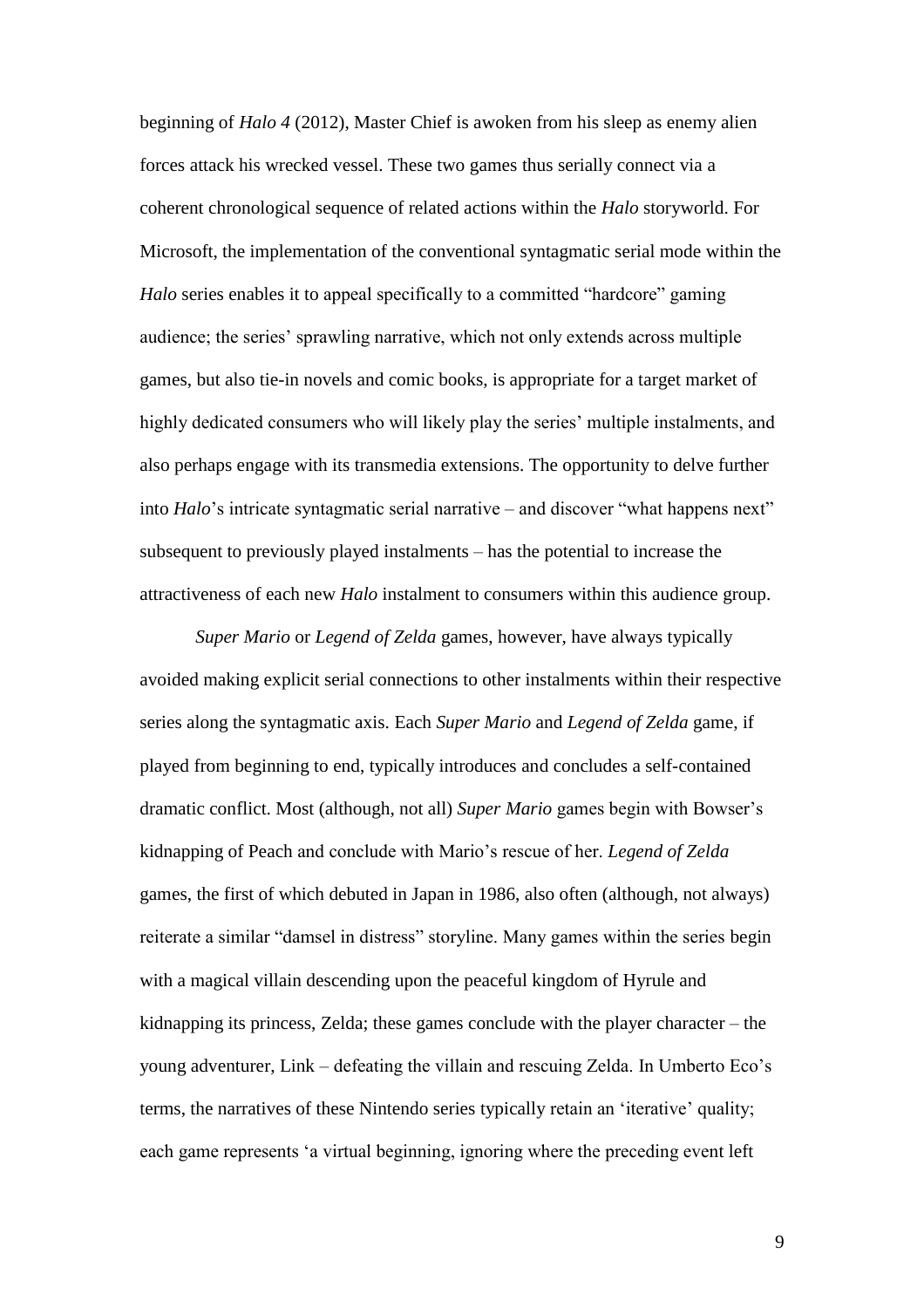beginning of *Halo 4* (2012), Master Chief is awoken from his sleep as enemy alien forces attack his wrecked vessel. These two games thus serially connect via a coherent chronological sequence of related actions within the *Halo* storyworld. For Microsoft, the implementation of the conventional syntagmatic serial mode within the *Halo* series enables it to appeal specifically to a committed "hardcore" gaming audience; the series' sprawling narrative, which not only extends across multiple games, but also tie-in novels and comic books, is appropriate for a target market of highly dedicated consumers who will likely play the series' multiple instalments, and also perhaps engage with its transmedia extensions. The opportunity to delve further into *Halo*'s intricate syntagmatic serial narrative – and discover "what happens next" subsequent to previously played instalments – has the potential to increase the attractiveness of each new *Halo* instalment to consumers within this audience group.

*Super Mario* or *Legend of Zelda* games, however, have always typically avoided making explicit serial connections to other instalments within their respective series along the syntagmatic axis. Each *Super Mario* and *Legend of Zelda* game, if played from beginning to end, typically introduces and concludes a self-contained dramatic conflict. Most (although, not all) *Super Mario* games begin with Bowser's kidnapping of Peach and conclude with Mario's rescue of her. *Legend of Zelda* games, the first of which debuted in Japan in 1986, also often (although, not always) reiterate a similar "damsel in distress" storyline. Many games within the series begin with a magical villain descending upon the peaceful kingdom of Hyrule and kidnapping its princess, Zelda; these games conclude with the player character – the young adventurer, Link – defeating the villain and rescuing Zelda. In Umberto Eco's terms, the narratives of these Nintendo series typically retain an 'iterative' quality; each game represents 'a virtual beginning, ignoring where the preceding event left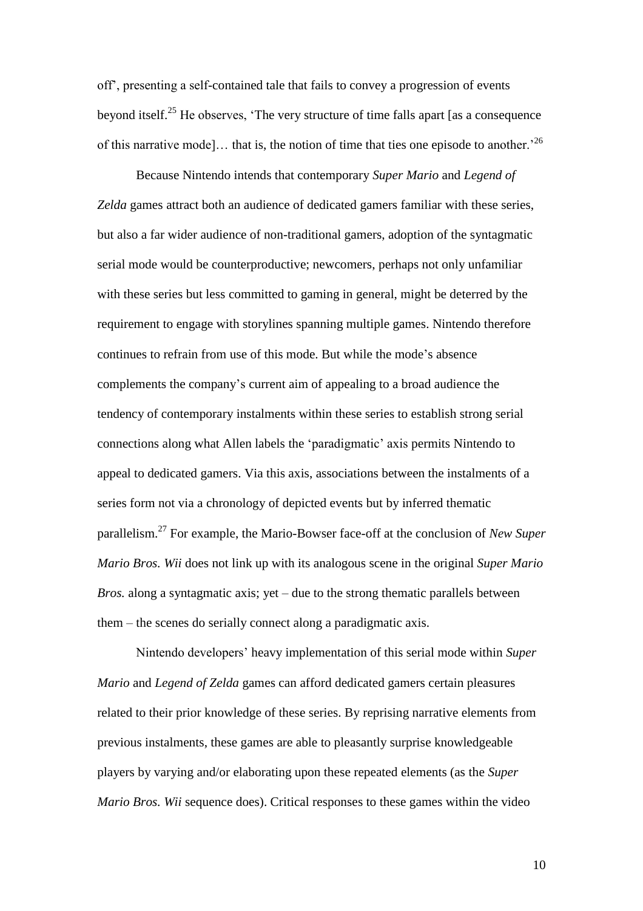off', presenting a self-contained tale that fails to convey a progression of events beyond itself.[25] He observes, 'The very structure of time falls apart [as a consequence of this narrative mode]… that is, the notion of time that ties one episode to another.'[26]

Because Nintendo intends that contemporary *Super Mario* and *Legend of Zelda* games attract both an audience of dedicated gamers familiar with these series, but also a far wider audience of non-traditional gamers, adoption of the syntagmatic serial mode would be counterproductive; newcomers, perhaps not only unfamiliar with these series but less committed to gaming in general, might be deterred by the requirement to engage with storylines spanning multiple games. Nintendo therefore continues to refrain from use of this mode. But while the mode's absence complements the company's current aim of appealing to a broad audience the tendency of contemporary instalments within these series to establish strong serial connections along what Allen labels the 'paradigmatic' axis permits Nintendo to appeal to dedicated gamers. Via this axis, associations between the instalments of a series form not via a chronology of depicted events but by inferred thematic parallelism.[27] For example, the Mario-Bowser face-off at the conclusion of *New Super Mario Bros. Wii* does not link up with its analogous scene in the original *Super Mario Bros.* along a syntagmatic axis; yet – due to the strong thematic parallels between them – the scenes do serially connect along a paradigmatic axis.

Nintendo developers' heavy implementation of this serial mode within *Super Mario* and *Legend of Zelda* games can afford dedicated gamers certain pleasures related to their prior knowledge of these series. By reprising narrative elements from previous instalments, these games are able to pleasantly surprise knowledgeable players by varying and/or elaborating upon these repeated elements (as the *Super Mario Bros. Wii* sequence does). Critical responses to these games within the video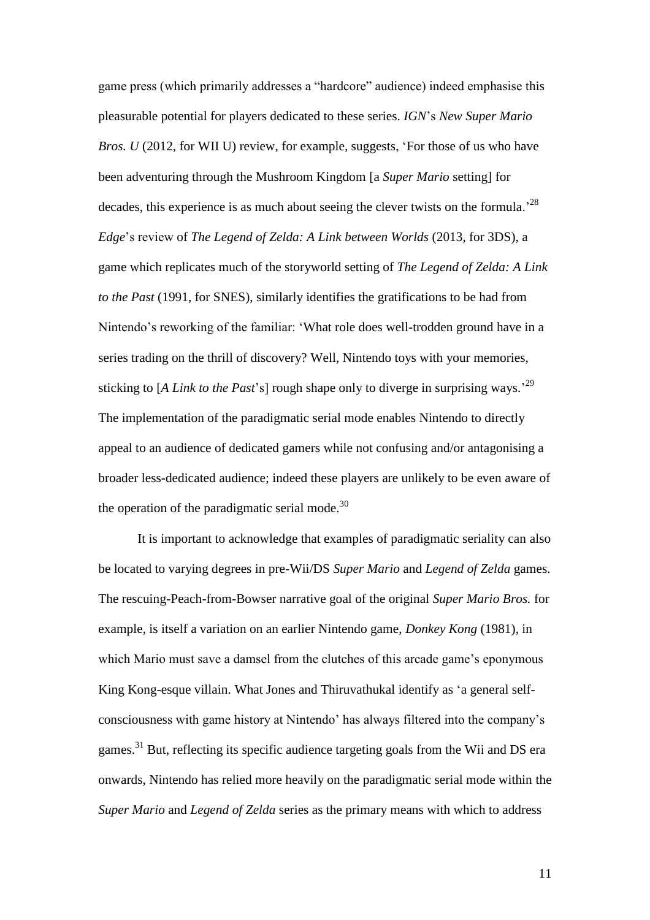game press (which primarily addresses a "hardcore" audience) indeed emphasise this pleasurable potential for players dedicated to these series. *IGN*'s *New Super Mario Bros. U* (2012, for WII U) review, for example, suggests, 'For those of us who have been adventuring through the Mushroom Kingdom [a *Super Mario* setting] for decades, this experience is as much about seeing the clever twists on the formula.'[28] *Edge*'s review of *The Legend of Zelda: A Link between Worlds* (2013, for 3DS), a game which replicates much of the storyworld setting of *The Legend of Zelda: A Link to the Past* (1991, for SNES), similarly identifies the gratifications to be had from Nintendo's reworking of the familiar: 'What role does well-trodden ground have in a series trading on the thrill of discovery? Well, Nintendo toys with your memories, sticking to [*A Link to the Past*'s] rough shape only to diverge in surprising ways.'[29] The implementation of the paradigmatic serial mode enables Nintendo to directly appeal to an audience of dedicated gamers while not confusing and/or antagonising a broader less-dedicated audience; indeed these players are unlikely to be even aware of the operation of the paradigmatic serial mode.[30]

It is important to acknowledge that examples of paradigmatic seriality can also be located to varying degrees in pre-Wii/DS *Super Mario* and *Legend of Zelda* games. The rescuing-Peach-from-Bowser narrative goal of the original *Super Mario Bros.* for example, is itself a variation on an earlier Nintendo game, *Donkey Kong* (1981), in which Mario must save a damsel from the clutches of this arcade game's eponymous King Kong-esque villain. What Jones and Thiruvathukal identify as 'a general self-consciousness with game history at Nintendo' has always filtered into the company's games.[31] But, reflecting its specific audience targeting goals from the Wii and DS era onwards, Nintendo has relied more heavily on the paradigmatic serial mode within the *Super Mario* and *Legend of Zelda* series as the primary means with which to address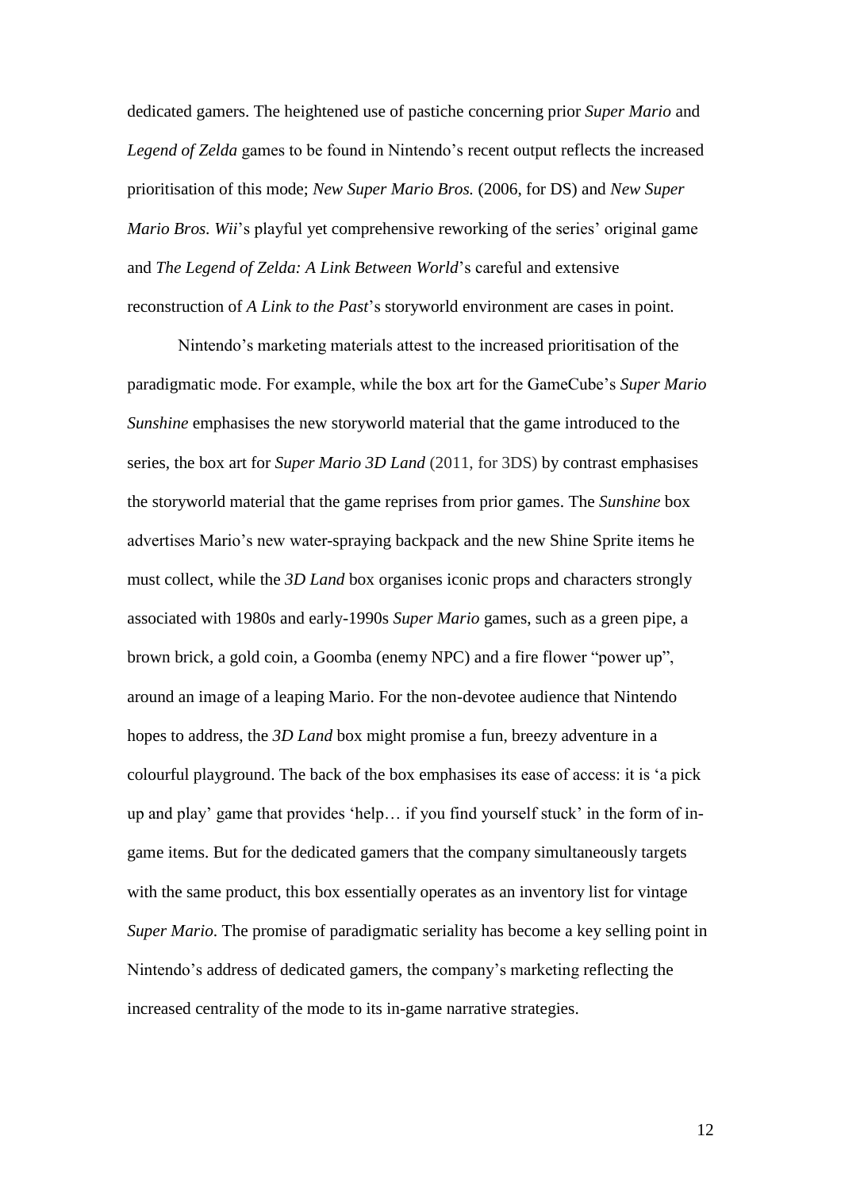dedicated gamers. The heightened use of pastiche concerning prior *Super Mario* and *Legend of Zelda* games to be found in Nintendo's recent output reflects the increased prioritisation of this mode; *New Super Mario Bros.* (2006, for DS) and *New Super Mario Bros. Wii*'s playful yet comprehensive reworking of the series' original game and *The Legend of Zelda: A Link Between World*'s careful and extensive reconstruction of *A Link to the Past*'s storyworld environment are cases in point.

Nintendo's marketing materials attest to the increased prioritisation of the paradigmatic mode. For example, while the box art for the GameCube's *Super Mario Sunshine* emphasises the new storyworld material that the game introduced to the series, the box art for *Super Mario 3D Land* (2011, for 3DS) by contrast emphasises the storyworld material that the game reprises from prior games. The *Sunshine* box advertises Mario's new water-spraying backpack and the new Shine Sprite items he must collect, while the *3D Land* box organises iconic props and characters strongly associated with 1980s and early-1990s *Super Mario* games, such as a green pipe, a brown brick, a gold coin, a Goomba (enemy NPC) and a fire flower "power up", around an image of a leaping Mario. For the non-devotee audience that Nintendo hopes to address, the *3D Land* box might promise a fun, breezy adventure in a colourful playground. The back of the box emphasises its ease of access: it is 'a pick up and play' game that provides 'help… if you find yourself stuck' in the form of in-game items. But for the dedicated gamers that the company simultaneously targets with the same product, this box essentially operates as an inventory list for vintage *Super Mario*. The promise of paradigmatic seriality has become a key selling point in Nintendo's address of dedicated gamers, the company's marketing reflecting the increased centrality of the mode to its in-game narrative strategies.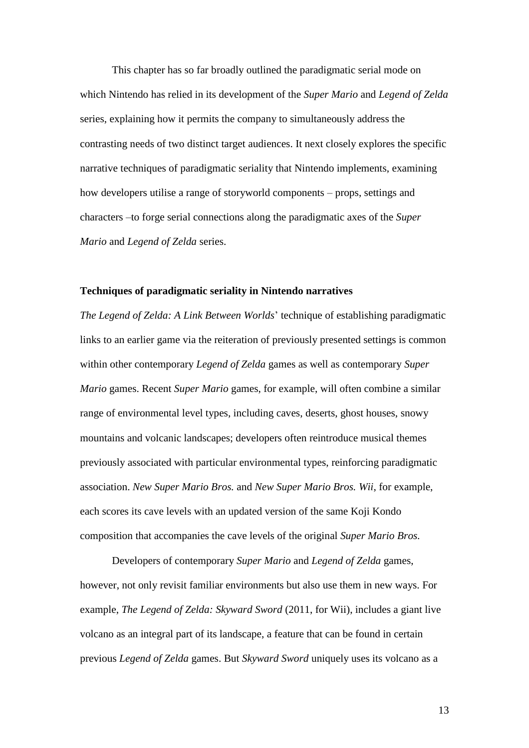This chapter has so far broadly outlined the paradigmatic serial mode on which Nintendo has relied in its development of the *Super Mario* and *Legend of Zelda* series, explaining how it permits the company to simultaneously address the contrasting needs of two distinct target audiences. It next closely explores the specific narrative techniques of paradigmatic seriality that Nintendo implements, examining how developers utilise a range of storyworld components – props, settings and characters –to forge serial connections along the paradigmatic axes of the *Super Mario* and *Legend of Zelda* series.

**Techniques of paradigmatic seriality in Nintendo narratives**

*The Legend of Zelda: A Link Between Worlds*' technique of establishing paradigmatic links to an earlier game via the reiteration of previously presented settings is common within other contemporary *Legend of Zelda* games as well as contemporary *Super Mario* games. Recent *Super Mario* games, for example, will often combine a similar range of environmental level types, including caves, deserts, ghost houses, snowy mountains and volcanic landscapes; developers often reintroduce musical themes previously associated with particular environmental types, reinforcing paradigmatic association. *New Super Mario Bros.* and *New Super Mario Bros. Wii*, for example, each scores its cave levels with an updated version of the same Koji Kondo composition that accompanies the cave levels of the original *Super Mario Bros.*

Developers of contemporary *Super Mario* and *Legend of Zelda* games, however, not only revisit familiar environments but also use them in new ways. For example, *The Legend of Zelda: Skyward Sword* (2011, for Wii), includes a giant live volcano as an integral part of its landscape, a feature that can be found in certain previous *Legend of Zelda* games. But *Skyward Sword* uniquely uses its volcano as a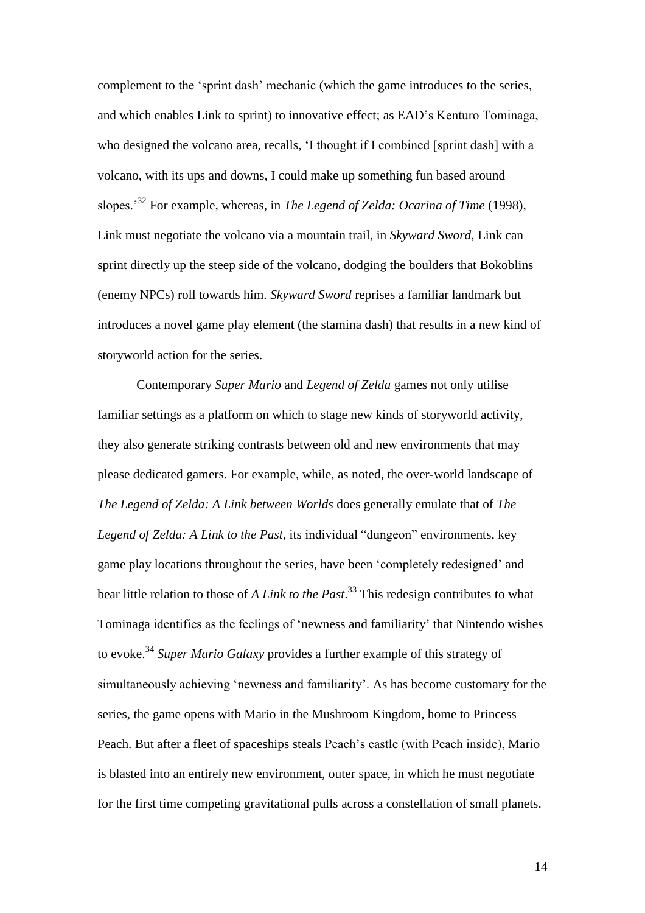complement to the 'sprint dash' mechanic (which the game introduces to the series, and which enables Link to sprint) to innovative effect; as EAD's Kenturo Tominaga, who designed the volcano area, recalls, 'I thought if I combined [sprint dash] with a volcano, with its ups and downs, I could make up something fun based around slopes.'[32] For example, whereas, in *The Legend of Zelda: Ocarina of Time* (1998), Link must negotiate the volcano via a mountain trail, in *Skyward Sword*, Link can sprint directly up the steep side of the volcano, dodging the boulders that Bokoblins (enemy NPCs) roll towards him. *Skyward Sword* reprises a familiar landmark but introduces a novel game play element (the stamina dash) that results in a new kind of storyworld action for the series.

Contemporary *Super Mario* and *Legend of Zelda* games not only utilise familiar settings as a platform on which to stage new kinds of storyworld activity, they also generate striking contrasts between old and new environments that may please dedicated gamers. For example, while, as noted, the over-world landscape of *The Legend of Zelda: A Link between Worlds* does generally emulate that of *The Legend of Zelda: A Link to the Past*, its individual "dungeon" environments, key game play locations throughout the series, have been 'completely redesigned' and bear little relation to those of *A Link to the Past*.[33] This redesign contributes to what Tominaga identifies as the feelings of 'newness and familiarity' that Nintendo wishes to evoke.[34] *Super Mario Galaxy* provides a further example of this strategy of simultaneously achieving 'newness and familiarity'. As has become customary for the series, the game opens with Mario in the Mushroom Kingdom, home to Princess Peach. But after a fleet of spaceships steals Peach's castle (with Peach inside), Mario is blasted into an entirely new environment, outer space, in which he must negotiate for the first time competing gravitational pulls across a constellation of small planets.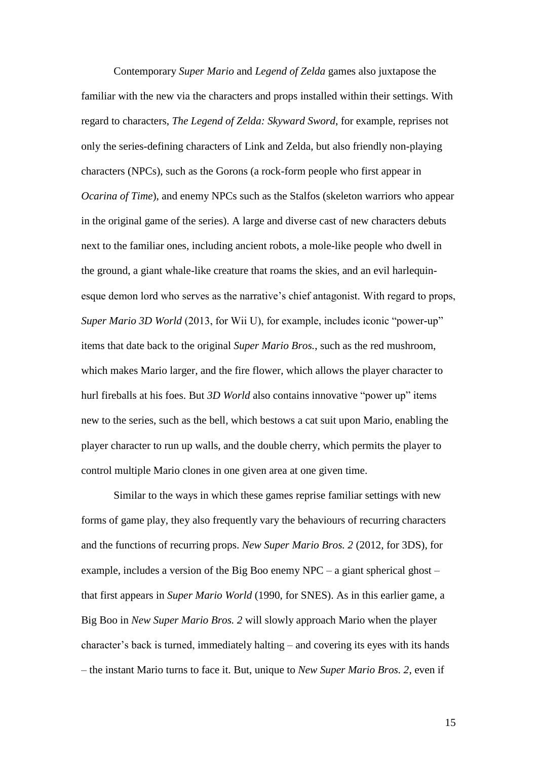Contemporary *Super Mario* and *Legend of Zelda* games also juxtapose the familiar with the new via the characters and props installed within their settings. With regard to characters, *The Legend of Zelda: Skyward Sword*, for example, reprises not only the series-defining characters of Link and Zelda, but also friendly non-playing characters (NPCs), such as the Gorons (a rock-form people who first appear in *Ocarina of Time*), and enemy NPCs such as the Stalfos (skeleton warriors who appear in the original game of the series). A large and diverse cast of new characters debuts next to the familiar ones, including ancient robots, a mole-like people who dwell in the ground, a giant whale-like creature that roams the skies, and an evil harlequin-esque demon lord who serves as the narrative's chief antagonist. With regard to props, *Super Mario 3D World* (2013, for Wii U), for example, includes iconic "power-up" items that date back to the original *Super Mario Bros.*, such as the red mushroom, which makes Mario larger, and the fire flower, which allows the player character to hurl fireballs at his foes. But *3D World* also contains innovative "power up" items new to the series, such as the bell, which bestows a cat suit upon Mario, enabling the player character to run up walls, and the double cherry, which permits the player to control multiple Mario clones in one given area at one given time.

Similar to the ways in which these games reprise familiar settings with new forms of game play, they also frequently vary the behaviours of recurring characters and the functions of recurring props. *New Super Mario Bros. 2* (2012, for 3DS), for example, includes a version of the Big Boo enemy NPC – a giant spherical ghost – that first appears in *Super Mario World* (1990, for SNES). As in this earlier game, a Big Boo in *New Super Mario Bros. 2* will slowly approach Mario when the player character's back is turned, immediately halting – and covering its eyes with its hands – the instant Mario turns to face it. But, unique to *New Super Mario Bros. 2*, even if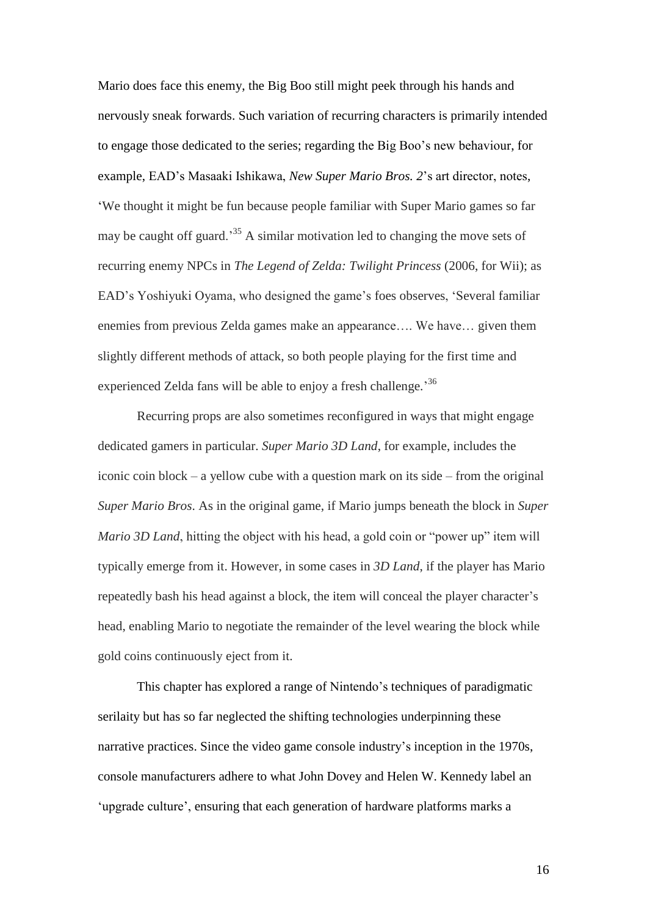Mario does face this enemy, the Big Boo still might peek through his hands and nervously sneak forwards. Such variation of recurring characters is primarily intended to engage those dedicated to the series; regarding the Big Boo's new behaviour, for example, EAD's Masaaki Ishikawa, *New Super Mario Bros. 2*'s art director, notes, 'We thought it might be fun because people familiar with Super Mario games so far may be caught off guard.'[35] A similar motivation led to changing the move sets of recurring enemy NPCs in *The Legend of Zelda: Twilight Princess* (2006, for Wii); as EAD's Yoshiyuki Oyama, who designed the game's foes observes, 'Several familiar enemies from previous Zelda games make an appearance…. We have… given them slightly different methods of attack, so both people playing for the first time and experienced Zelda fans will be able to enjoy a fresh challenge.'[36]

Recurring props are also sometimes reconfigured in ways that might engage dedicated gamers in particular. *Super Mario 3D Land*, for example, includes the iconic coin block – a yellow cube with a question mark on its side – from the original *Super Mario Bros*. As in the original game, if Mario jumps beneath the block in *Super Mario 3D Land*, hitting the object with his head, a gold coin or "power up" item will typically emerge from it. However, in some cases in *3D Land*, if the player has Mario repeatedly bash his head against a block, the item will conceal the player character's head, enabling Mario to negotiate the remainder of the level wearing the block while gold coins continuously eject from it.

This chapter has explored a range of Nintendo's techniques of paradigmatic serilaity but has so far neglected the shifting technologies underpinning these narrative practices. Since the video game console industry's inception in the 1970s, console manufacturers adhere to what John Dovey and Helen W. Kennedy label an 'upgrade culture', ensuring that each generation of hardware platforms marks a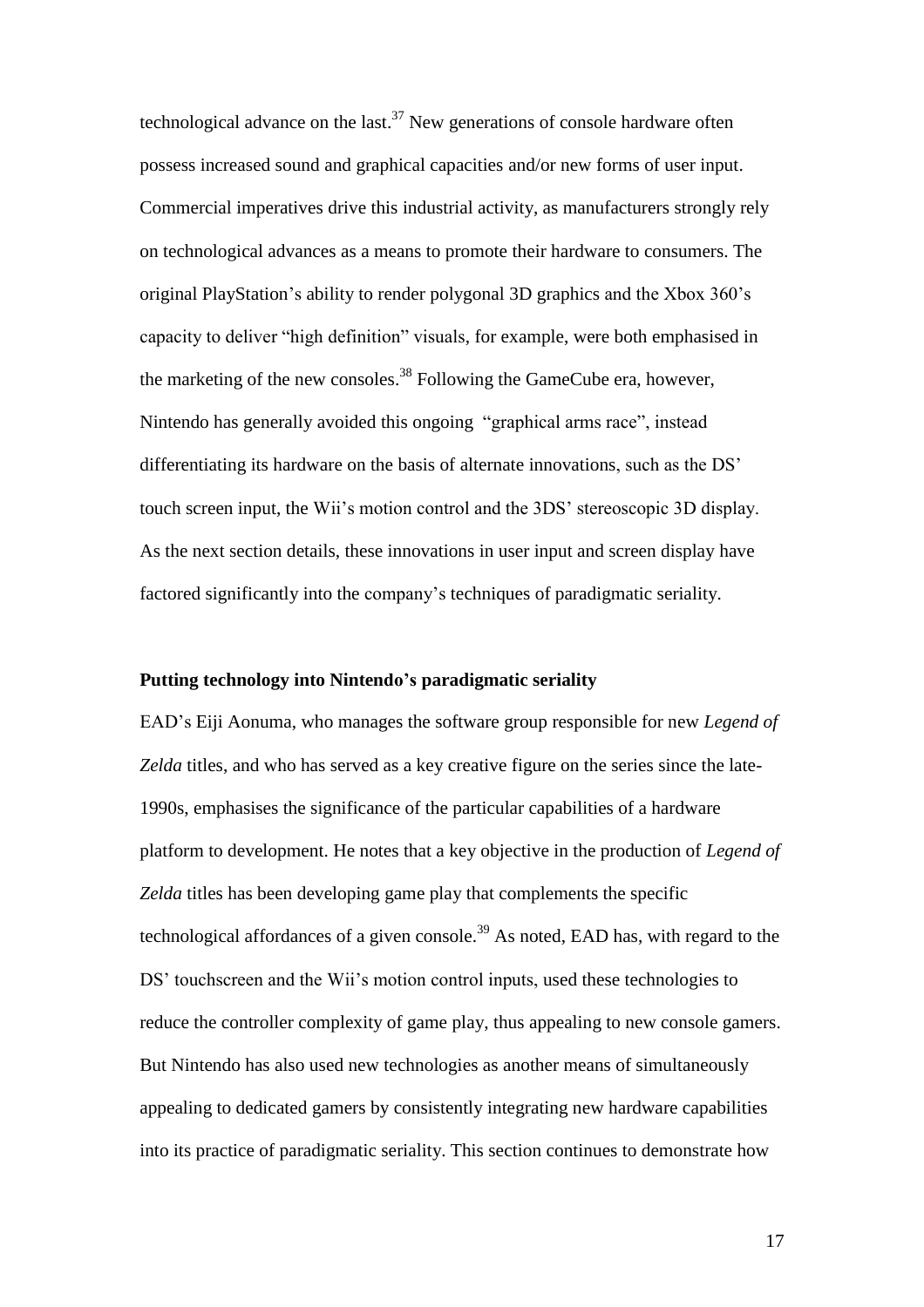technological advance on the last.[37] New generations of console hardware often possess increased sound and graphical capacities and/or new forms of user input. Commercial imperatives drive this industrial activity, as manufacturers strongly rely on technological advances as a means to promote their hardware to consumers. The original PlayStation's ability to render polygonal 3D graphics and the Xbox 360's capacity to deliver "high definition" visuals, for example, were both emphasised in the marketing of the new consoles.[38] Following the GameCube era, however, Nintendo has generally avoided this ongoing "graphical arms race", instead differentiating its hardware on the basis of alternate innovations, such as the DS' touch screen input, the Wii's motion control and the 3DS' stereoscopic 3D display. As the next section details, these innovations in user input and screen display have factored significantly into the company's techniques of paradigmatic seriality.

**Putting technology into Nintendo's paradigmatic seriality**

EAD's Eiji Aonuma, who manages the software group responsible for new *Legend of Zelda* titles, and who has served as a key creative figure on the series since the late-1990s, emphasises the significance of the particular capabilities of a hardware platform to development. He notes that a key objective in the production of *Legend of Zelda* titles has been developing game play that complements the specific technological affordances of a given console.[39] As noted, EAD has, with regard to the DS' touchscreen and the Wii's motion control inputs, used these technologies to reduce the controller complexity of game play, thus appealing to new console gamers. But Nintendo has also used new technologies as another means of simultaneously appealing to dedicated gamers by consistently integrating new hardware capabilities into its practice of paradigmatic seriality. This section continues to demonstrate how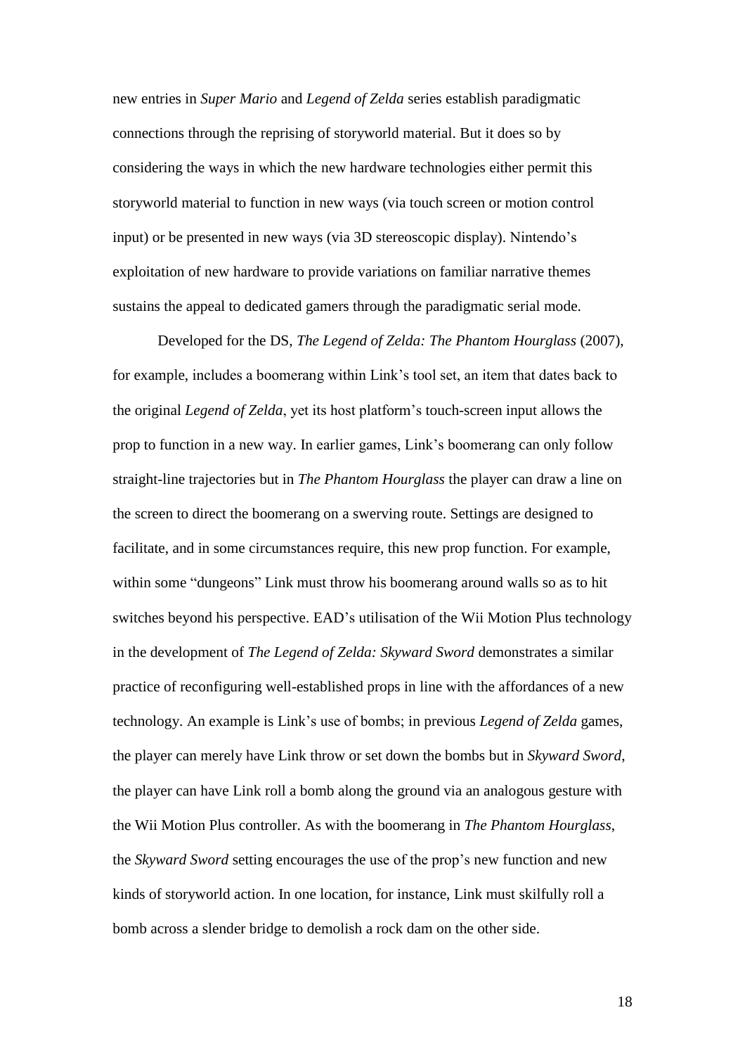new entries in *Super Mario* and *Legend of Zelda* series establish paradigmatic connections through the reprising of storyworld material. But it does so by considering the ways in which the new hardware technologies either permit this storyworld material to function in new ways (via touch screen or motion control input) or be presented in new ways (via 3D stereoscopic display). Nintendo's exploitation of new hardware to provide variations on familiar narrative themes sustains the appeal to dedicated gamers through the paradigmatic serial mode.

Developed for the DS, *The Legend of Zelda: The Phantom Hourglass* (2007), for example, includes a boomerang within Link's tool set, an item that dates back to the original *Legend of Zelda*, yet its host platform's touch-screen input allows the prop to function in a new way. In earlier games, Link's boomerang can only follow straight-line trajectories but in *The Phantom Hourglass* the player can draw a line on the screen to direct the boomerang on a swerving route. Settings are designed to facilitate, and in some circumstances require, this new prop function. For example, within some "dungeons" Link must throw his boomerang around walls so as to hit switches beyond his perspective. EAD's utilisation of the Wii Motion Plus technology in the development of *The Legend of Zelda: Skyward Sword* demonstrates a similar practice of reconfiguring well-established props in line with the affordances of a new technology. An example is Link's use of bombs; in previous *Legend of Zelda* games, the player can merely have Link throw or set down the bombs but in *Skyward Sword*, the player can have Link roll a bomb along the ground via an analogous gesture with the Wii Motion Plus controller. As with the boomerang in *The Phantom Hourglass*, the *Skyward Sword* setting encourages the use of the prop's new function and new kinds of storyworld action. In one location, for instance, Link must skilfully roll a bomb across a slender bridge to demolish a rock dam on the other side.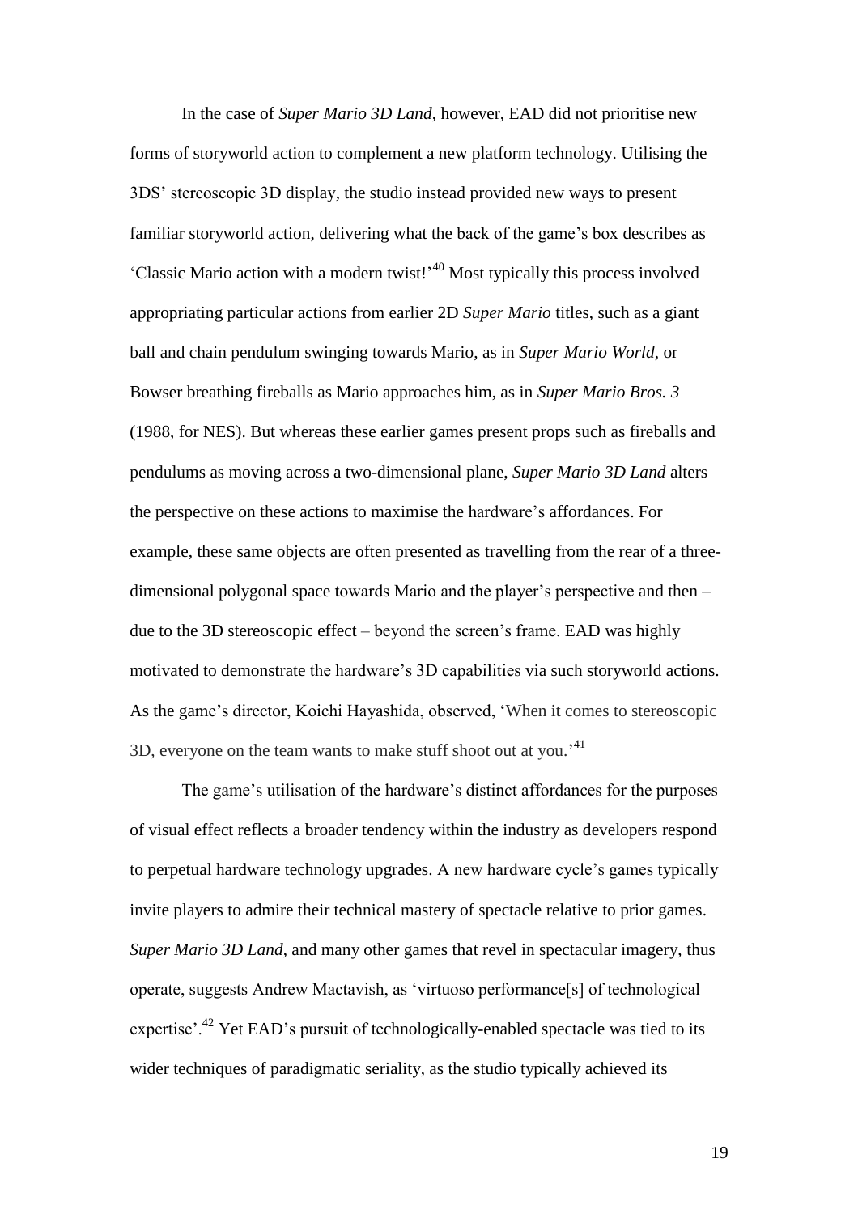In the case of *Super Mario 3D Land*, however, EAD did not prioritise new forms of storyworld action to complement a new platform technology. Utilising the 3DS' stereoscopic 3D display, the studio instead provided new ways to present familiar storyworld action, delivering what the back of the game's box describes as 'Classic Mario action with a modern twist!'[40] Most typically this process involved appropriating particular actions from earlier 2D *Super Mario* titles, such as a giant ball and chain pendulum swinging towards Mario, as in *Super Mario World*, or Bowser breathing fireballs as Mario approaches him, as in *Super Mario Bros. 3* (1988, for NES). But whereas these earlier games present props such as fireballs and pendulums as moving across a two-dimensional plane, *Super Mario 3D Land* alters the perspective on these actions to maximise the hardware's affordances. For example, these same objects are often presented as travelling from the rear of a three-dimensional polygonal space towards Mario and the player's perspective and then – due to the 3D stereoscopic effect – beyond the screen's frame. EAD was highly motivated to demonstrate the hardware's 3D capabilities via such storyworld actions. As the game's director, Koichi Hayashida, observed, 'When it comes to stereoscopic 3D, everyone on the team wants to make stuff shoot out at you.'[41]

The game's utilisation of the hardware's distinct affordances for the purposes of visual effect reflects a broader tendency within the industry as developers respond to perpetual hardware technology upgrades. A new hardware cycle's games typically invite players to admire their technical mastery of spectacle relative to prior games. *Super Mario 3D Land*, and many other games that revel in spectacular imagery, thus operate, suggests Andrew Mactavish, as 'virtuoso performance[s] of technological expertise'.[42] Yet EAD's pursuit of technologically-enabled spectacle was tied to its wider techniques of paradigmatic seriality, as the studio typically achieved its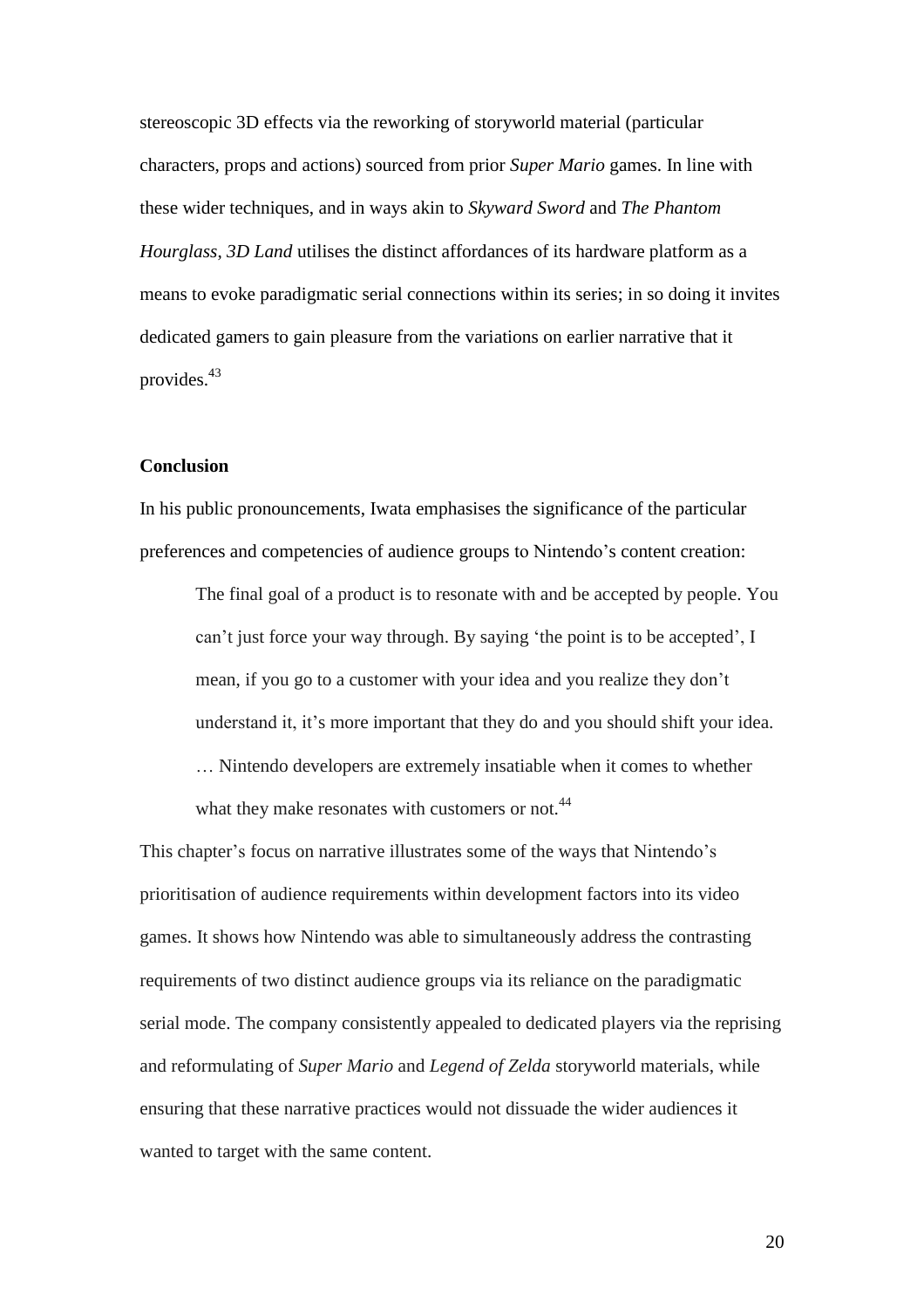stereoscopic 3D effects via the reworking of storyworld material (particular characters, props and actions) sourced from prior *Super Mario* games. In line with these wider techniques, and in ways akin to *Skyward Sword* and *The Phantom Hourglass*, *3D Land* utilises the distinct affordances of its hardware platform as a means to evoke paradigmatic serial connections within its series; in so doing it invites dedicated gamers to gain pleasure from the variations on earlier narrative that it provides.[43]

### Conclusion

In his public pronouncements, Iwata emphasises the significance of the particular preferences and competencies of audience groups to Nintendo's content creation:

> The final goal of a product is to resonate with and be accepted by people. You can't just force your way through. By saying 'the point is to be accepted', I mean, if you go to a customer with your idea and you realize they don't understand it, it's more important that they do and you should shift your idea. … Nintendo developers are extremely insatiable when it comes to whether what they make resonates with customers or not.[44]

This chapter's focus on narrative illustrates some of the ways that Nintendo's prioritisation of audience requirements within development factors into its video games. It shows how Nintendo was able to simultaneously address the contrasting requirements of two distinct audience groups via its reliance on the paradigmatic serial mode. The company consistently appealed to dedicated players via the reprising and reformulating of *Super Mario* and *Legend of Zelda* storyworld materials, while ensuring that these narrative practices would not dissuade the wider audiences it wanted to target with the same content.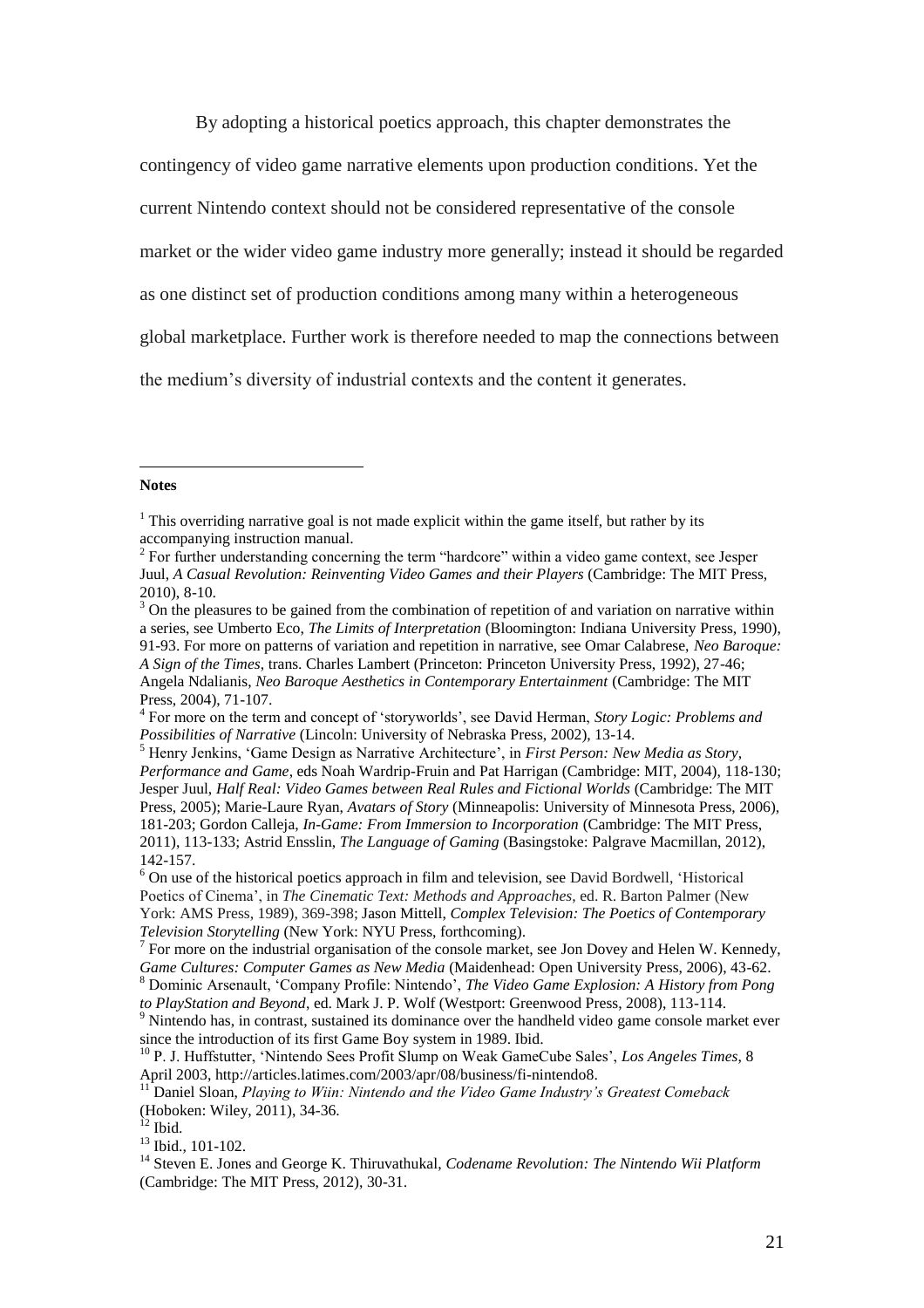By adopting a historical poetics approach, this chapter demonstrates the contingency of video game narrative elements upon production conditions. Yet the current Nintendo context should not be considered representative of the console market or the wider video game industry more generally; instead it should be regarded as one distinct set of production conditions among many within a heterogeneous global marketplace. Further work is therefore needed to map the connections between the medium's diversity of industrial contexts and the content it generates.

---

**Notes**

[1] This overriding narrative goal is not made explicit within the game itself, but rather by its accompanying instruction manual.

[2] For further understanding concerning the term "hardcore" within a video game context, see Jesper Juul, *A Casual Revolution: Reinventing Video Games and their Players* (Cambridge: The MIT Press, 2010), 8-10.

[3] On the pleasures to be gained from the combination of repetition of and variation on narrative within a series, see Umberto Eco, *The Limits of Interpretation* (Bloomington: Indiana University Press, 1990), 91-93. For more on patterns of variation and repetition in narrative, see Omar Calabrese, *Neo Baroque: A Sign of the Times*, trans. Charles Lambert (Princeton: Princeton University Press, 1992), 27-46; Angela Ndalianis, *Neo Baroque Aesthetics in Contemporary Entertainment* (Cambridge: The MIT Press, 2004), 71-107.

[4] For more on the term and concept of 'storyworlds', see David Herman, *Story Logic: Problems and Possibilities of Narrative* (Lincoln: University of Nebraska Press, 2002), 13-14.

[5] Henry Jenkins, 'Game Design as Narrative Architecture', in *First Person: New Media as Story, Performance and Game*, eds Noah Wardrip-Fruin and Pat Harrigan (Cambridge: MIT, 2004), 118-130; Jesper Juul, *Half Real: Video Games between Real Rules and Fictional Worlds* (Cambridge: The MIT Press, 2005); Marie-Laure Ryan, *Avatars of Story* (Minneapolis: University of Minnesota Press, 2006), 181-203; Gordon Calleja, *In-Game: From Immersion to Incorporation* (Cambridge: The MIT Press, 2011), 113-133; Astrid Ensslin, *The Language of Gaming* (Basingstoke: Palgrave Macmillan, 2012), 142-157.

[6] On use of the historical poetics approach in film and television, see David Bordwell, 'Historical Poetics of Cinema', in *The Cinematic Text: Methods and Approaches*, ed. R. Barton Palmer (New York: AMS Press, 1989), 369-398; Jason Mittell, *Complex Television: The Poetics of Contemporary Television Storytelling* (New York: NYU Press, forthcoming).

[7] For more on the industrial organisation of the console market, see Jon Dovey and Helen W. Kennedy, *Game Cultures: Computer Games as New Media* (Maidenhead: Open University Press, 2006), 43-62.

[8] Dominic Arsenault, 'Company Profile: Nintendo', *The Video Game Explosion: A History from Pong to PlayStation and Beyond*, ed. Mark J. P. Wolf (Westport: Greenwood Press, 2008), 113-114.

[9] Nintendo has, in contrast, sustained its dominance over the handheld video game console market ever since the introduction of its first Game Boy system in 1989. Ibid.

[10] P. J. Huffstutter, 'Nintendo Sees Profit Slump on Weak GameCube Sales', *Los Angeles Times*, 8 April 2003, http://articles.latimes.com/2003/apr/08/business/fi-nintendo8.

[11] Daniel Sloan, *Playing to Wiin: Nintendo and the Video Game Industry's Greatest Comeback* (Hoboken: Wiley, 2011), 34-36.

[12] Ibid.

[13] Ibid., 101-102.

[14] Steven E. Jones and George K. Thiruvathukal, *Codename Revolution: The Nintendo Wii Platform* (Cambridge: The MIT Press, 2012), 30-31.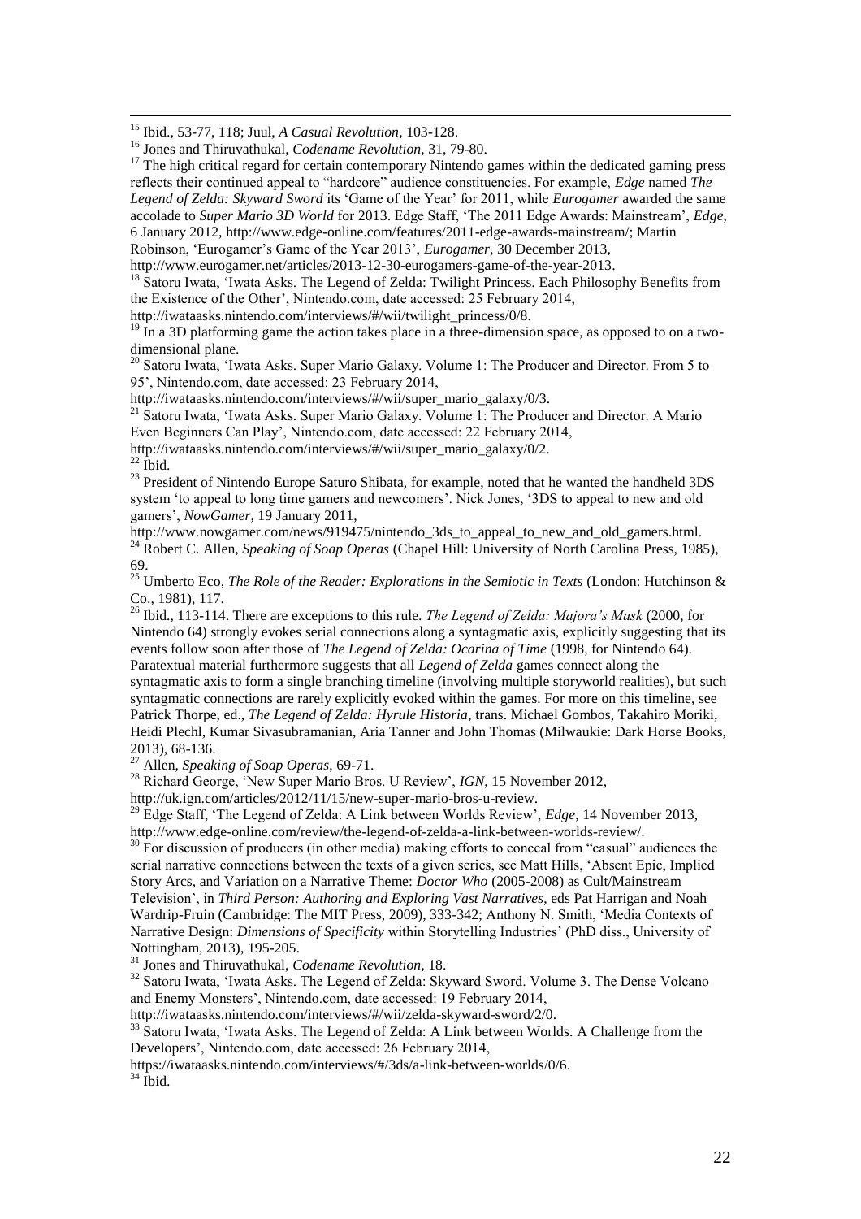[15] Ibid., 53-77, 118; Juul, *A Casual Revolution*, 103-128.

[16] Jones and Thiruvathukal, *Codename Revolution*, 31, 79-80.

[17] The high critical regard for certain contemporary Nintendo games within the dedicated gaming press reflects their continued appeal to "hardcore" audience constituencies. For example, *Edge* named *The Legend of Zelda: Skyward Sword* its 'Game of the Year' for 2011, while *Eurogamer* awarded the same accolade to *Super Mario 3D World* for 2013. Edge Staff, 'The 2011 Edge Awards: Mainstream', *Edge*, 6 January 2012, http://www.edge-online.com/features/2011-edge-awards-mainstream/; Martin Robinson, 'Eurogamer's Game of the Year 2013', *Eurogamer*, 30 December 2013, http://www.eurogamer.net/articles/2013-12-30-eurogamers-game-of-the-year-2013.

[18] Satoru Iwata, 'Iwata Asks. The Legend of Zelda: Twilight Princess. Each Philosophy Benefits from the Existence of the Other', Nintendo.com, date accessed: 25 February 2014, http://iwataasks.nintendo.com/interviews/#/wii/twilight_princess/0/8.

[19] In a 3D platforming game the action takes place in a three-dimension space, as opposed to on a two-dimensional plane.

[20] Satoru Iwata, 'Iwata Asks. Super Mario Galaxy. Volume 1: The Producer and Director. From 5 to 95', Nintendo.com, date accessed: 23 February 2014, http://iwataasks.nintendo.com/interviews/#/wii/super_mario_galaxy/0/3.

[21] Satoru Iwata, 'Iwata Asks. Super Mario Galaxy. Volume 1: The Producer and Director. A Mario Even Beginners Can Play', Nintendo.com, date accessed: 22 February 2014, http://iwataasks.nintendo.com/interviews/#/wii/super_mario_galaxy/0/2.

[22] Ibid.

[23] President of Nintendo Europe Saturo Shibata, for example, noted that he wanted the handheld 3DS system 'to appeal to long time gamers and newcomers'. Nick Jones, '3DS to appeal to new and old gamers', *NowGamer*, 19 January 2011, http://www.nowgamer.com/news/919475/nintendo_3ds_to_appeal_to_new_and_old_gamers.html.

[24] Robert C. Allen, *Speaking of Soap Operas* (Chapel Hill: University of North Carolina Press, 1985), 69.

[25] Umberto Eco, *The Role of the Reader: Explorations in the Semiotic in Texts* (London: Hutchinson & Co., 1981), 117.

[26] Ibid., 113-114. There are exceptions to this rule. *The Legend of Zelda: Majora's Mask* (2000, for Nintendo 64) strongly evokes serial connections along a syntagmatic axis, explicitly suggesting that its events follow soon after those of *The Legend of Zelda: Ocarina of Time* (1998, for Nintendo 64). Paratextual material furthermore suggests that all *Legend of Zelda* games connect along the syntagmatic axis to form a single branching timeline (involving multiple storyworld realities), but such syntagmatic connections are rarely explicitly evoked within the games. For more on this timeline, see Patrick Thorpe, ed., *The Legend of Zelda: Hyrule Historia*, trans. Michael Gombos, Takahiro Moriki, Heidi Plechl, Kumar Sivasubramanian, Aria Tanner and John Thomas (Milwaukie: Dark Horse Books, 2013), 68-136.

[27] Allen, *Speaking of Soap Operas*, 69-71.

[28] Richard George, 'New Super Mario Bros. U Review', *IGN*, 15 November 2012, http://uk.ign.com/articles/2012/11/15/new-super-mario-bros-u-review.

[29] Edge Staff, 'The Legend of Zelda: A Link between Worlds Review', *Edge*, 14 November 2013, http://www.edge-online.com/review/the-legend-of-zelda-a-link-between-worlds-review/.

[30] For discussion of producers (in other media) making efforts to conceal from "casual" audiences the serial narrative connections between the texts of a given series, see Matt Hills, 'Absent Epic, Implied Story Arcs, and Variation on a Narrative Theme: *Doctor Who* (2005-2008) as Cult/Mainstream Television', in *Third Person: Authoring and Exploring Vast Narratives*, eds Pat Harrigan and Noah Wardrip-Fruin (Cambridge: The MIT Press, 2009), 333-342; Anthony N. Smith, 'Media Contexts of Narrative Design: *Dimensions of Specificity* within Storytelling Industries' (PhD diss., University of Nottingham, 2013), 195-205.

[31] Jones and Thiruvathukal, *Codename Revolution*, 18.

[32] Satoru Iwata, 'Iwata Asks. The Legend of Zelda: Skyward Sword. Volume 3. The Dense Volcano and Enemy Monsters', Nintendo.com, date accessed: 19 February 2014, http://iwataasks.nintendo.com/interviews/#/wii/zelda-skyward-sword/2/0.

[33] Satoru Iwata, 'Iwata Asks. The Legend of Zelda: A Link between Worlds. A Challenge from the Developers', Nintendo.com, date accessed: 26 February 2014, https://iwataasks.nintendo.com/interviews/#/3ds/a-link-between-worlds/0/6.

[34] Ibid.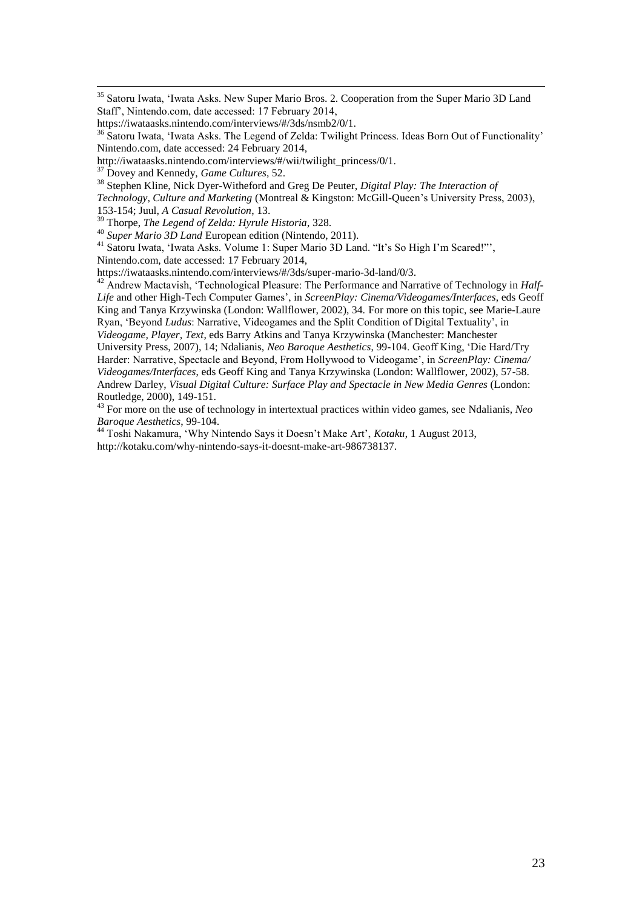[35] Satoru Iwata, 'Iwata Asks. New Super Mario Bros. 2. Cooperation from the Super Mario 3D Land Staff', Nintendo.com, date accessed: 17 February 2014, https://iwataasks.nintendo.com/interviews/#/3ds/nsmb2/0/1.

[36] Satoru Iwata, 'Iwata Asks. The Legend of Zelda: Twilight Princess. Ideas Born Out of Functionality' Nintendo.com, date accessed: 24 February 2014, http://iwataasks.nintendo.com/interviews/#/wii/twilight_princess/0/1.

[37] Dovey and Kennedy, *Game Cultures*, 52.

[38] Stephen Kline, Nick Dyer-Witheford and Greg De Peuter, *Digital Play: The Interaction of Technology, Culture and Marketing* (Montreal & Kingston: McGill-Queen's University Press, 2003), 153-154; Juul, *A Casual Revolution*, 13.

[39] Thorpe, *The Legend of Zelda: Hyrule Historia*, 328.

[40] *Super Mario 3D Land* European edition (Nintendo, 2011).

[41] Satoru Iwata, 'Iwata Asks. Volume 1: Super Mario 3D Land. "It's So High I'm Scared!"', Nintendo.com, date accessed: 17 February 2014, https://iwataasks.nintendo.com/interviews/#/3ds/super-mario-3d-land/0/3.

[42] Andrew Mactavish, 'Technological Pleasure: The Performance and Narrative of Technology in *Half-Life* and other High-Tech Computer Games', in *ScreenPlay: Cinema/Videogames/Interfaces*, eds Geoff King and Tanya Krzywinska (London: Wallflower, 2002), 34. For more on this topic, see Marie-Laure Ryan, 'Beyond *Ludus*: Narrative, Videogames and the Split Condition of Digital Textuality', in *Videogame, Player, Text*, eds Barry Atkins and Tanya Krzywinska (Manchester: Manchester University Press, 2007), 14; Ndalianis, *Neo Baroque Aesthetics*, 99-104. Geoff King, 'Die Hard/Try Harder: Narrative, Spectacle and Beyond, From Hollywood to Videogame', in *ScreenPlay: Cinema/ Videogames/Interfaces*, eds Geoff King and Tanya Krzywinska (London: Wallflower, 2002), 57-58. Andrew Darley, *Visual Digital Culture: Surface Play and Spectacle in New Media Genres* (London: Routledge, 2000), 149-151.

[43] For more on the use of technology in intertextual practices within video games, see Ndalianis, *Neo Baroque Aesthetics*, 99-104.

[44] Toshi Nakamura, 'Why Nintendo Says it Doesn't Make Art', *Kotaku*, 1 August 2013, http://kotaku.com/why-nintendo-says-it-doesnt-make-art-986738137.